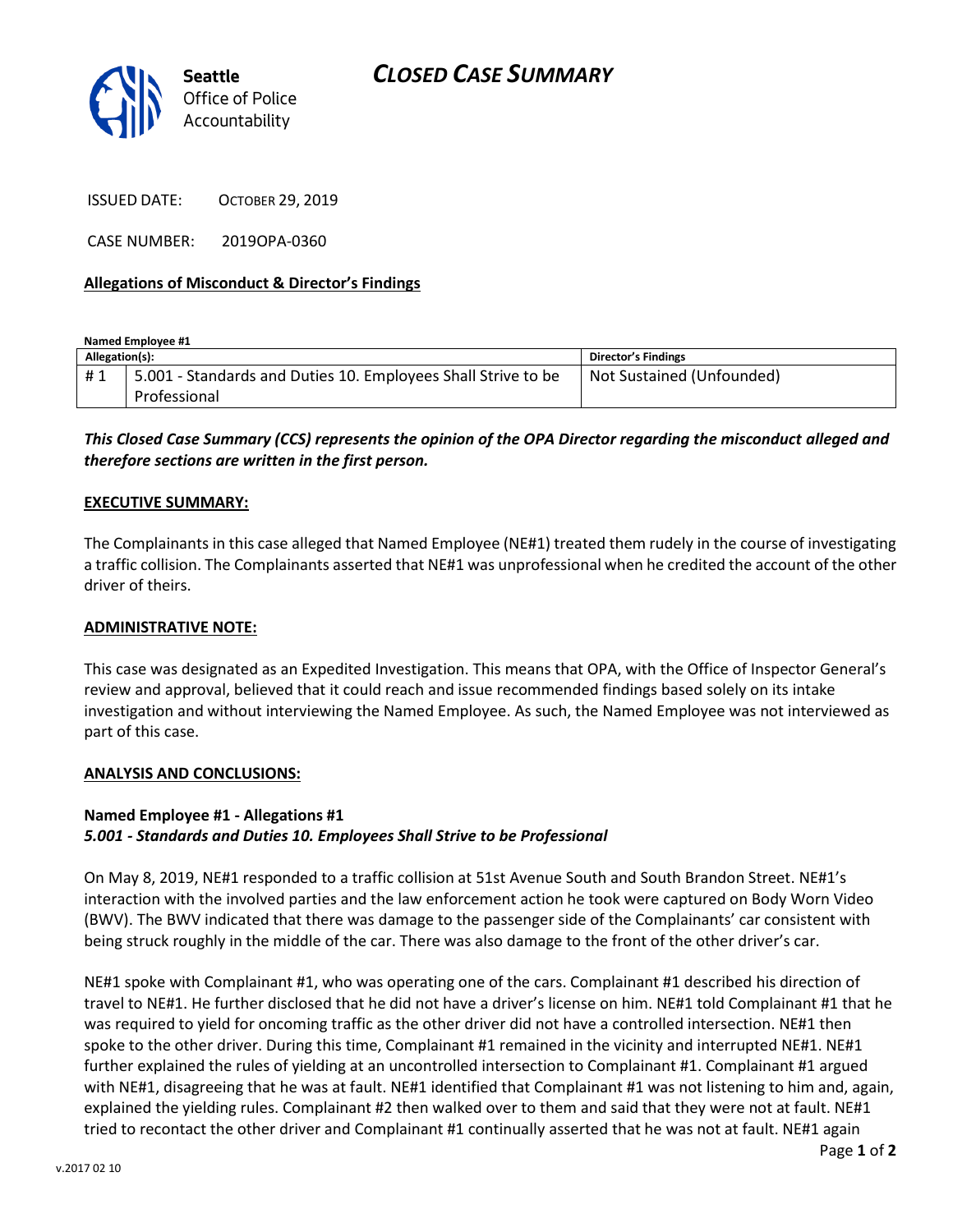Seattle Office of Police Accountability

# CLOSED CASE SUMMARY

ISSUED DATE: October 29, 2019

CASE NUMBER: 2019OPA-0360

**Allegations of Misconduct & Director's Findings**

**Named Employee #1**

| Allegation(s): | | Director's Findings |
| --- | --- | --- |
| # 1 | 5.001 - Standards and Duties 10. Employees Shall Strive to be Professional | Not Sustained (Unfounded) |

***This Closed Case Summary (CCS) represents the opinion of the OPA Director regarding the misconduct alleged and therefore sections are written in the first person.***

**EXECUTIVE SUMMARY:**

The Complainants in this case alleged that Named Employee (NE#1) treated them rudely in the course of investigating a traffic collision. The Complainants asserted that NE#1 was unprofessional when he credited the account of the other driver of theirs.

**ADMINISTRATIVE NOTE:**

This case was designated as an Expedited Investigation. This means that OPA, with the Office of Inspector General's review and approval, believed that it could reach and issue recommended findings based solely on its intake investigation and without interviewing the Named Employee. As such, the Named Employee was not interviewed as part of this case.

**ANALYSIS AND CONCLUSIONS:**

**Named Employee #1 - Allegations #1**
***5.001 - Standards and Duties 10. Employees Shall Strive to be Professional***

On May 8, 2019, NE#1 responded to a traffic collision at 51st Avenue South and South Brandon Street. NE#1's interaction with the involved parties and the law enforcement action he took were captured on Body Worn Video (BWV). The BWV indicated that there was damage to the passenger side of the Complainants' car consistent with being struck roughly in the middle of the car. There was also damage to the front of the other driver's car.

NE#1 spoke with Complainant #1, who was operating one of the cars. Complainant #1 described his direction of travel to NE#1. He further disclosed that he did not have a driver's license on him. NE#1 told Complainant #1 that he was required to yield for oncoming traffic as the other driver did not have a controlled intersection. NE#1 then spoke to the other driver. During this time, Complainant #1 remained in the vicinity and interrupted NE#1. NE#1 further explained the rules of yielding at an uncontrolled intersection to Complainant #1. Complainant #1 argued with NE#1, disagreeing that he was at fault. NE#1 identified that Complainant #1 was not listening to him and, again, explained the yielding rules. Complainant #2 then walked over to them and said that they were not at fault. NE#1 tried to recontact the other driver and Complainant #1 continually asserted that he was not at fault. NE#1 again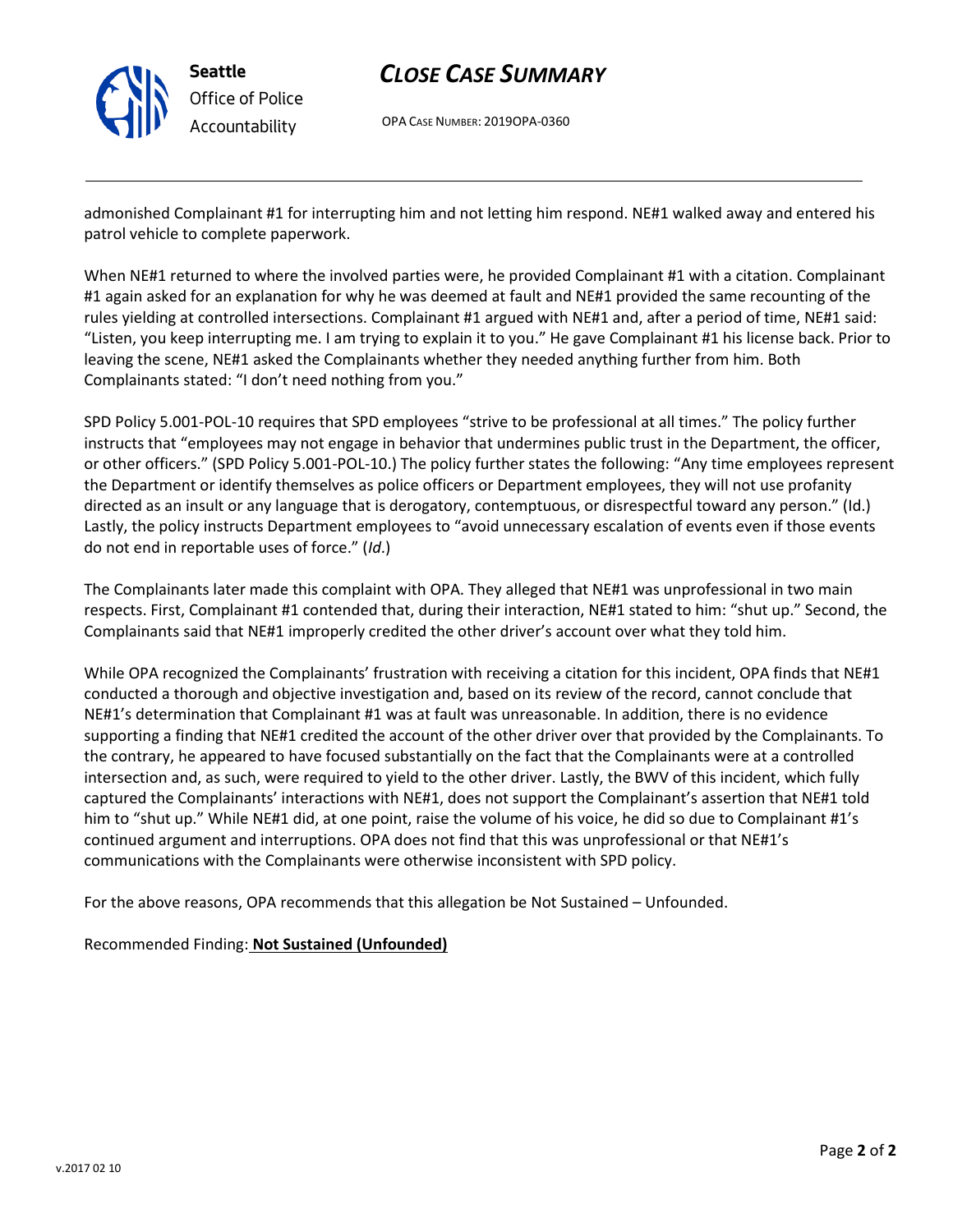admonished Complainant #1 for interrupting him and not letting him respond. NE#1 walked away and entered his patrol vehicle to complete paperwork.

When NE#1 returned to where the involved parties were, he provided Complainant #1 with a citation. Complainant #1 again asked for an explanation for why he was deemed at fault and NE#1 provided the same recounting of the rules yielding at controlled intersections. Complainant #1 argued with NE#1 and, after a period of time, NE#1 said: "Listen, you keep interrupting me. I am trying to explain it to you." He gave Complainant #1 his license back. Prior to leaving the scene, NE#1 asked the Complainants whether they needed anything further from him. Both Complainants stated: "I don't need nothing from you."

SPD Policy 5.001-POL-10 requires that SPD employees "strive to be professional at all times." The policy further instructs that "employees may not engage in behavior that undermines public trust in the Department, the officer, or other officers." (SPD Policy 5.001-POL-10.) The policy further states the following: "Any time employees represent the Department or identify themselves as police officers or Department employees, they will not use profanity directed as an insult or any language that is derogatory, contemptuous, or disrespectful toward any person." (Id.) Lastly, the policy instructs Department employees to "avoid unnecessary escalation of events even if those events do not end in reportable uses of force." (*Id*.)

The Complainants later made this complaint with OPA. They alleged that NE#1 was unprofessional in two main respects. First, Complainant #1 contended that, during their interaction, NE#1 stated to him: "shut up." Second, the Complainants said that NE#1 improperly credited the other driver's account over what they told him.

While OPA recognized the Complainants' frustration with receiving a citation for this incident, OPA finds that NE#1 conducted a thorough and objective investigation and, based on its review of the record, cannot conclude that NE#1's determination that Complainant #1 was at fault was unreasonable. In addition, there is no evidence supporting a finding that NE#1 credited the account of the other driver over that provided by the Complainants. To the contrary, he appeared to have focused substantially on the fact that the Complainants were at a controlled intersection and, as such, were required to yield to the other driver. Lastly, the BWV of this incident, which fully captured the Complainants' interactions with NE#1, does not support the Complainant's assertion that NE#1 told him to "shut up." While NE#1 did, at one point, raise the volume of his voice, he did so due to Complainant #1's continued argument and interruptions. OPA does not find that this was unprofessional or that NE#1's communications with the Complainants were otherwise inconsistent with SPD policy.

For the above reasons, OPA recommends that this allegation be Not Sustained – Unfounded.

Recommended Finding: **Not Sustained (Unfounded)**